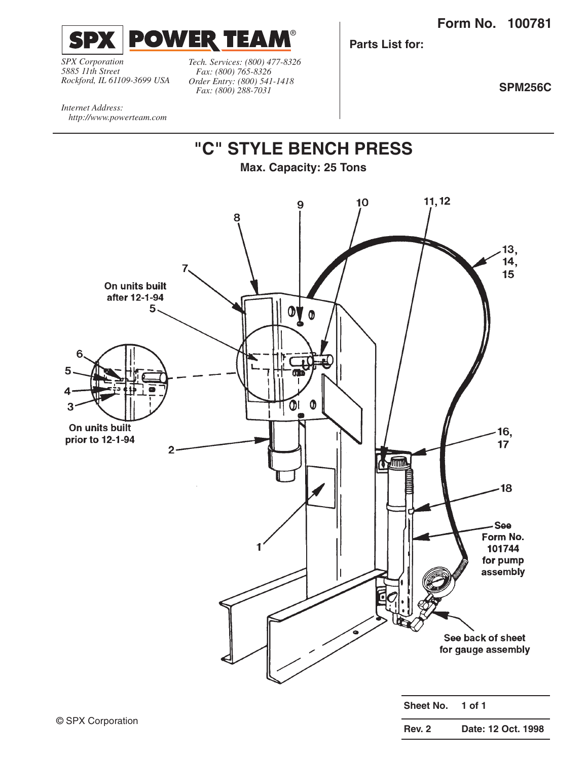**SPX | POWER TEAM**®

*SPX Corporation*
*5885 11th Street*
*Rockford, IL 61109-3699 USA*

*Tech. Services: (800) 477-8326*
*Fax: (800) 765-8326*
*Order Entry: (800) 541-1418*
*Fax: (800) 288-7031*

*Internet Address:*
*http://www.powerteam.com*

**Form No. 100781**

**Parts List for:**

**SPM256C**

# "C" STYLE BENCH PRESS

**Max. Capacity: 25 Tons**

9
10
11, 12
8
13,
14,
15
7
On units built
after 12-1-94
5
6
5
4
3
On units built
prior to 12-1-94
2
16,
17
18
1
See
Form No.
101744
for pump
assembly
See back of sheet
for gauge assembly

© SPX Corporation

| | |
|---|---|
| **Sheet No.** | **1 of 1** |
| **Rev. 2** | **Date: 12 Oct. 1998** |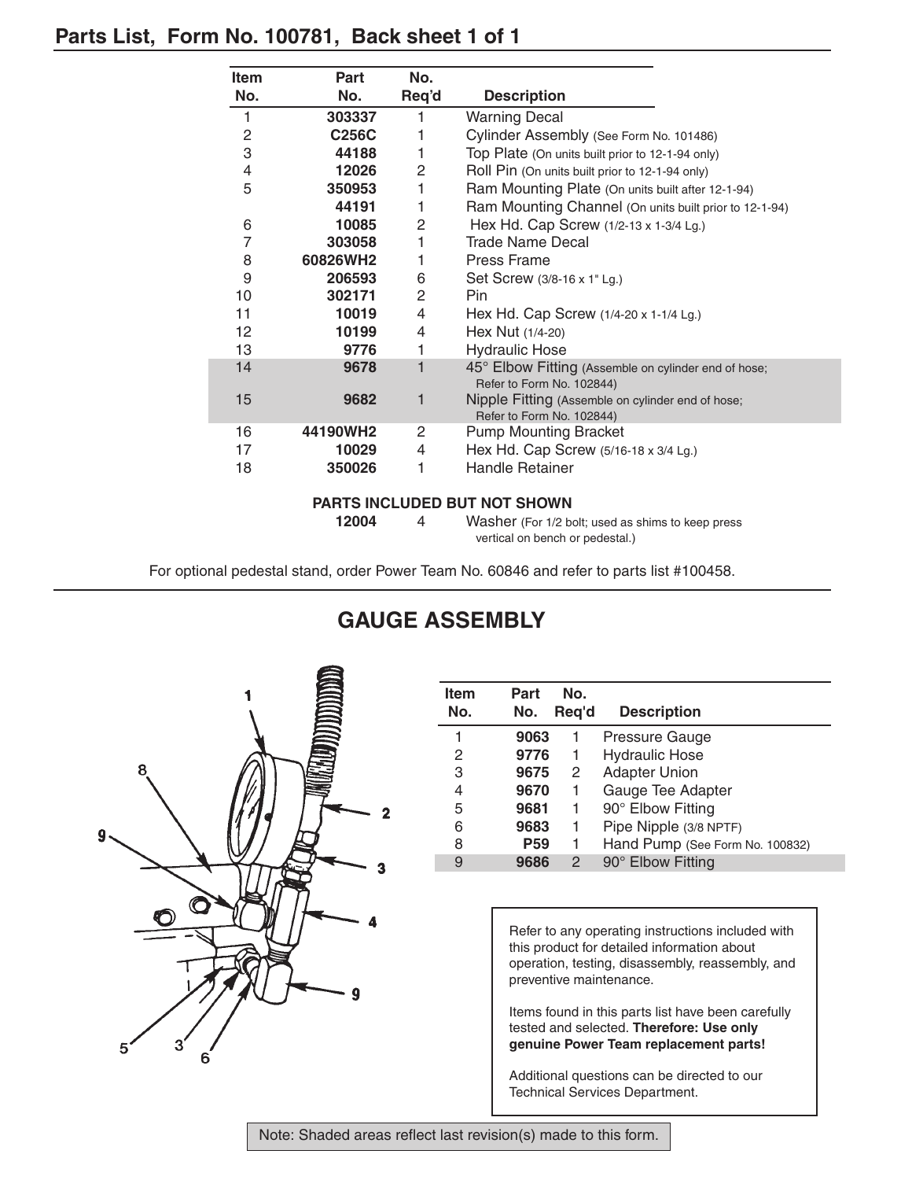## Parts List, Form No. 100781, Back sheet 1 of 1

| Item No. | Part No. | No. Req'd | Description |
|---|---|---|---|
| 1 | 303337 | 1 | Warning Decal |
| 2 | C256C | 1 | Cylinder Assembly (See Form No. 101486) |
| 3 | 44188 | 1 | Top Plate (On units built prior to 12-1-94 only) |
| 4 | 12026 | 2 | Roll Pin (On units built prior to 12-1-94 only) |
| 5 | 350953 | 1 | Ram Mounting Plate (On units built after 12-1-94) |
| | 44191 | 1 | Ram Mounting Channel (On units built prior to 12-1-94) |
| 6 | 10085 | 2 | Hex Hd. Cap Screw (1/2-13 x 1-3/4 Lg.) |
| 7 | 303058 | 1 | Trade Name Decal |
| 8 | 60826WH2 | 1 | Press Frame |
| 9 | 206593 | 6 | Set Screw (3/8-16 x 1" Lg.) |
| 10 | 302171 | 2 | Pin |
| 11 | 10019 | 4 | Hex Hd. Cap Screw (1/4-20 x 1-1/4 Lg.) |
| 12 | 10199 | 4 | Hex Nut (1/4-20) |
| 13 | 9776 | 1 | Hydraulic Hose |
| 14 | 9678 | 1 | 45° Elbow Fitting (Assemble on cylinder end of hose; Refer to Form No. 102844) |
| 15 | 9682 | 1 | Nipple Fitting (Assemble on cylinder end of hose; Refer to Form No. 102844) |
| 16 | 44190WH2 | 2 | Pump Mounting Bracket |
| 17 | 10029 | 4 | Hex Hd. Cap Screw (5/16-18 x 3/4 Lg.) |
| 18 | 350026 | 1 | Handle Retainer |

**PARTS INCLUDED BUT NOT SHOWN**

| Part No. | No. Req'd | Description |
|---|---|---|
| 12004 | 4 | Washer (For 1/2 bolt; used as shims to keep press vertical on bench or pedestal.) |

For optional pedestal stand, order Power Team No. 60846 and refer to parts list #100458.

## GAUGE ASSEMBLY

| Item No. | Part No. | No. Req'd | Description |
|---|---|---|---|
| 1 | 9063 | 1 | Pressure Gauge |
| 2 | 9776 | 1 | Hydraulic Hose |
| 3 | 9675 | 2 | Adapter Union |
| 4 | 9670 | 1 | Gauge Tee Adapter |
| 5 | 9681 | 1 | 90° Elbow Fitting |
| 6 | 9683 | 1 | Pipe Nipple (3/8 NPTF) |
| 8 | P59 | 1 | Hand Pump (See Form No. 100832) |
| 9 | 9686 | 2 | 90° Elbow Fitting |

Refer to any operating instructions included with this product for detailed information about operation, testing, disassembly, reassembly, and preventive maintenance.

Items found in this parts list have been carefully tested and selected. **Therefore: Use only genuine Power Team replacement parts!**

Additional questions can be directed to our Technical Services Department.

Note: Shaded areas reflect last revision(s) made to this form.